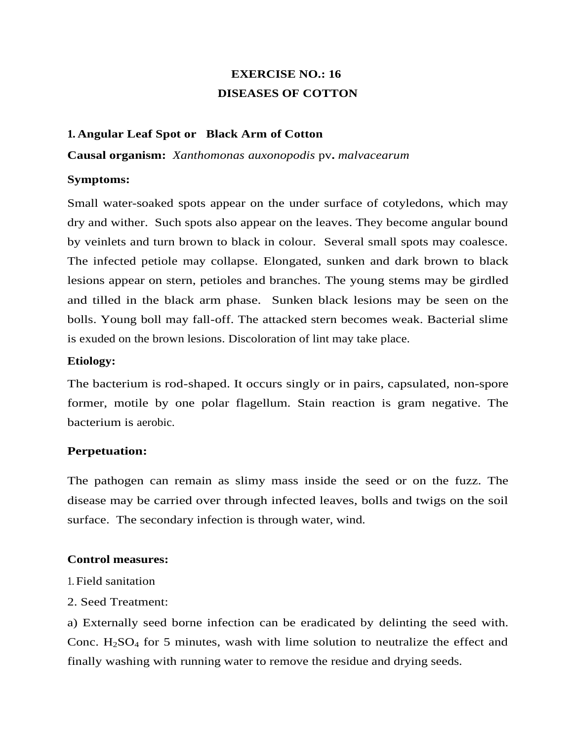# EXERCISE NO.: 16
# DISEASES OF COTTON

## 1. Angular Leaf Spot or Black Arm of Cotton

**Causal organism:** *Xanthomonas auxonopodis* pv**.** *malvacearum*

**Symptoms:**

Small water-soaked spots appear on the under surface of cotyledons, which may dry and wither. Such spots also appear on the leaves. They become angular bound by veinlets and turn brown to black in colour. Several small spots may coalesce. The infected petiole may collapse. Elongated, sunken and dark brown to black lesions appear on stern, petioles and branches. The young stems may be girdled and tilled in the black arm phase. Sunken black lesions may be seen on the bolls. Young boll may fall-off. The attacked stern becomes weak. Bacterial slime is exuded on the brown lesions. Discoloration of lint may take place.

**Etiology:**

The bacterium is rod-shaped. It occurs singly or in pairs, capsulated, non-spore former, motile by one polar flagellum. Stain reaction is gram negative. The bacterium is aerobic.

**Perpetuation:**

The pathogen can remain as slimy mass inside the seed or on the fuzz. The disease may be carried over through infected leaves, bolls and twigs on the soil surface. The secondary infection is through water, wind.

**Control measures:**

1. Field sanitation
2. Seed Treatment:

a) Externally seed borne infection can be eradicated by delinting the seed with. Conc. $H_2SO_4$ for 5 minutes, wash with lime solution to neutralize the effect and finally washing with running water to remove the residue and drying seeds.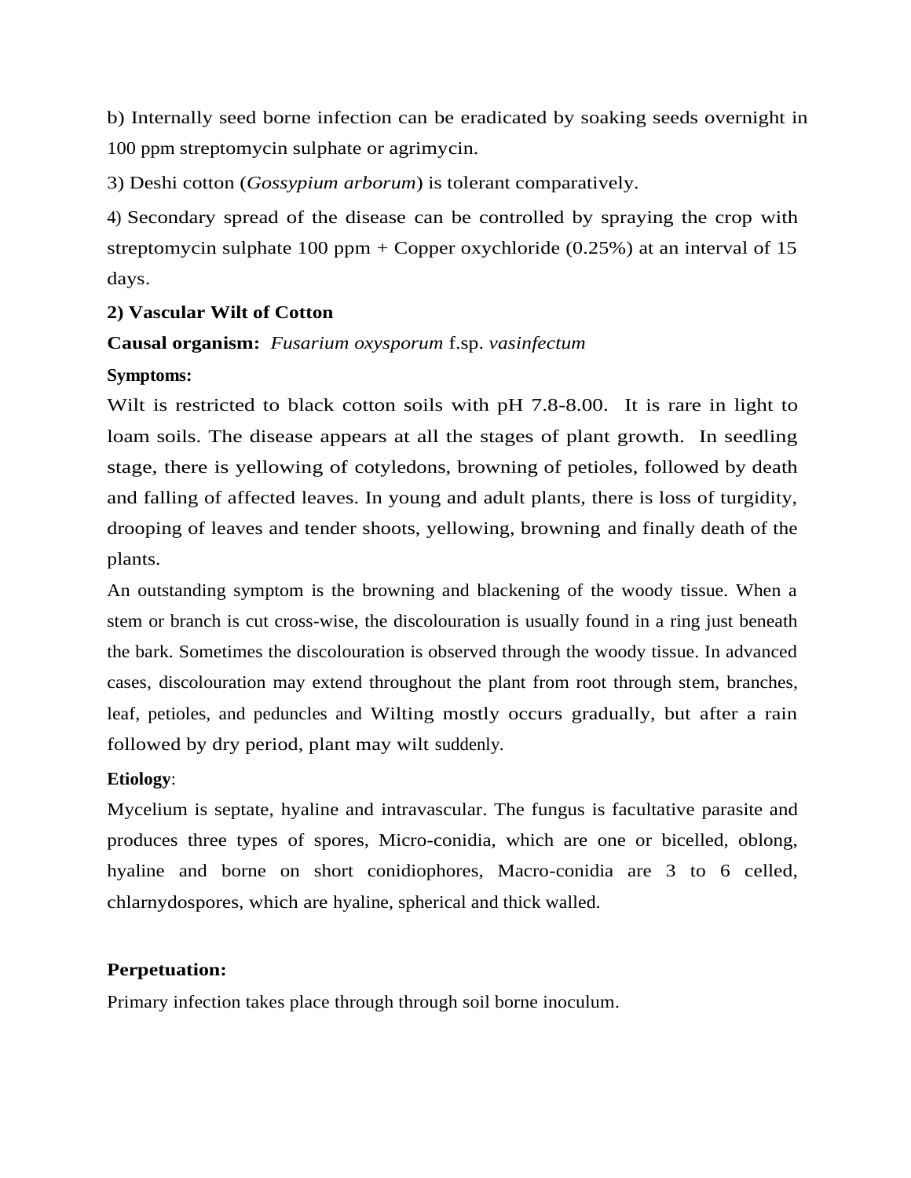b) Internally seed borne infection can be eradicated by soaking seeds overnight in 100 ppm streptomycin sulphate or agrimycin.

3) Deshi cotton (*Gossypium arborum*) is tolerant comparatively.

4) Secondary spread of the disease can be controlled by spraying the crop with streptomycin sulphate 100 ppm + Copper oxychloride (0.25%) at an interval of 15 days.

**2) Vascular Wilt of Cotton**

**Causal organism:** *Fusarium oxysporum* f.sp. *vasinfectum*

**Symptoms:**

Wilt is restricted to black cotton soils with pH 7.8-8.00. It is rare in light to loam soils. The disease appears at all the stages of plant growth. In seedling stage, there is yellowing of cotyledons, browning of petioles, followed by death and falling of affected leaves. In young and adult plants, there is loss of turgidity, drooping of leaves and tender shoots, yellowing, browning and finally death of the plants.

An outstanding symptom is the browning and blackening of the woody tissue. When a stem or branch is cut cross-wise, the discolouration is usually found in a ring just beneath the bark. Sometimes the discolouration is observed through the woody tissue. In advanced cases, discolouration may extend throughout the plant from root through stem, branches, leaf, petioles, and peduncles and Wilting mostly occurs gradually, but after a rain followed by dry period, plant may wilt suddenly.

**Etiology**:

Mycelium is septate, hyaline and intravascular. The fungus is facultative parasite and produces three types of spores, Micro-conidia, which are one or bicelled, oblong, hyaline and borne on short conidiophores, Macro-conidia are 3 to 6 celled, chlarnydospores, which are hyaline, spherical and thick walled.

**Perpetuation:**

Primary infection takes place through through soil borne inoculum.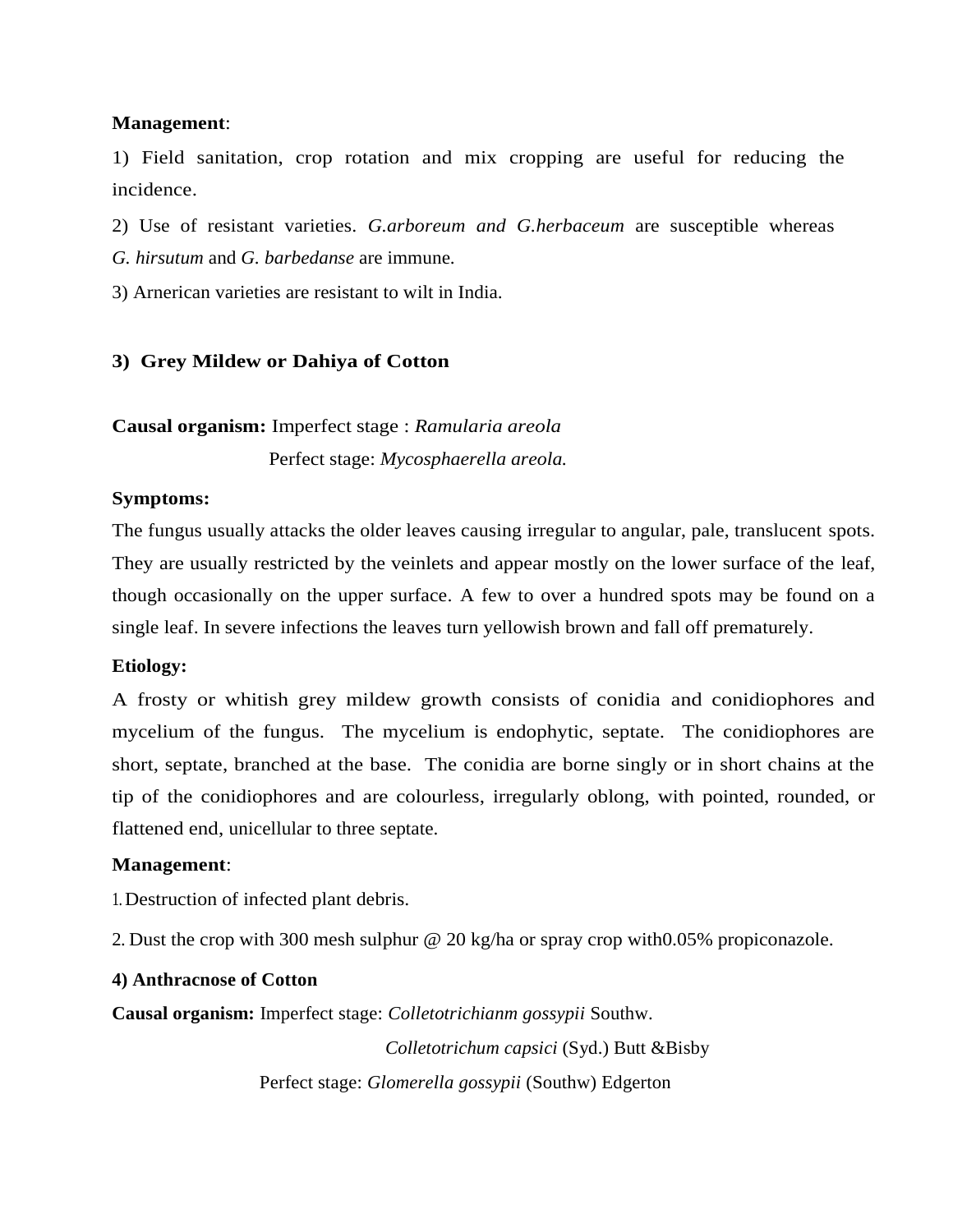**Management**:

1) Field sanitation, crop rotation and mix cropping are useful for reducing the incidence.

2) Use of resistant varieties. *G.arboreum and G.herbaceum* are susceptible whereas *G. hirsutum* and *G. barbedanse* are immune.

3) Arnerican varieties are resistant to wilt in India.

## 3) Grey Mildew or Dahiya of Cotton

**Causal organism:** Imperfect stage : *Ramularia areola*

Perfect stage: *Mycosphaerella areola.*

**Symptoms:**

The fungus usually attacks the older leaves causing irregular to angular, pale, translucent spots. They are usually restricted by the veinlets and appear mostly on the lower surface of the leaf, though occasionally on the upper surface. A few to over a hundred spots may be found on a single leaf. In severe infections the leaves turn yellowish brown and fall off prematurely.

**Etiology:**

A frosty or whitish grey mildew growth consists of conidia and conidiophores and mycelium of the fungus. The mycelium is endophytic, septate. The conidiophores are short, septate, branched at the base. The conidia are borne singly or in short chains at the tip of the conidiophores and are colourless, irregularly oblong, with pointed, rounded, or flattened end, unicellular to three septate.

**Management**:

1. Destruction of infected plant debris.
2. Dust the crop with 300 mesh sulphur @ 20 kg/ha or spray crop with0.05% propiconazole.

## 4) Anthracnose of Cotton

**Causal organism:** Imperfect stage: *Colletotrichianm gossypii* Southw.

*Colletotrichum capsici* (Syd.) Butt &Bisby

Perfect stage: *Glomerella gossypii* (Southw) Edgerton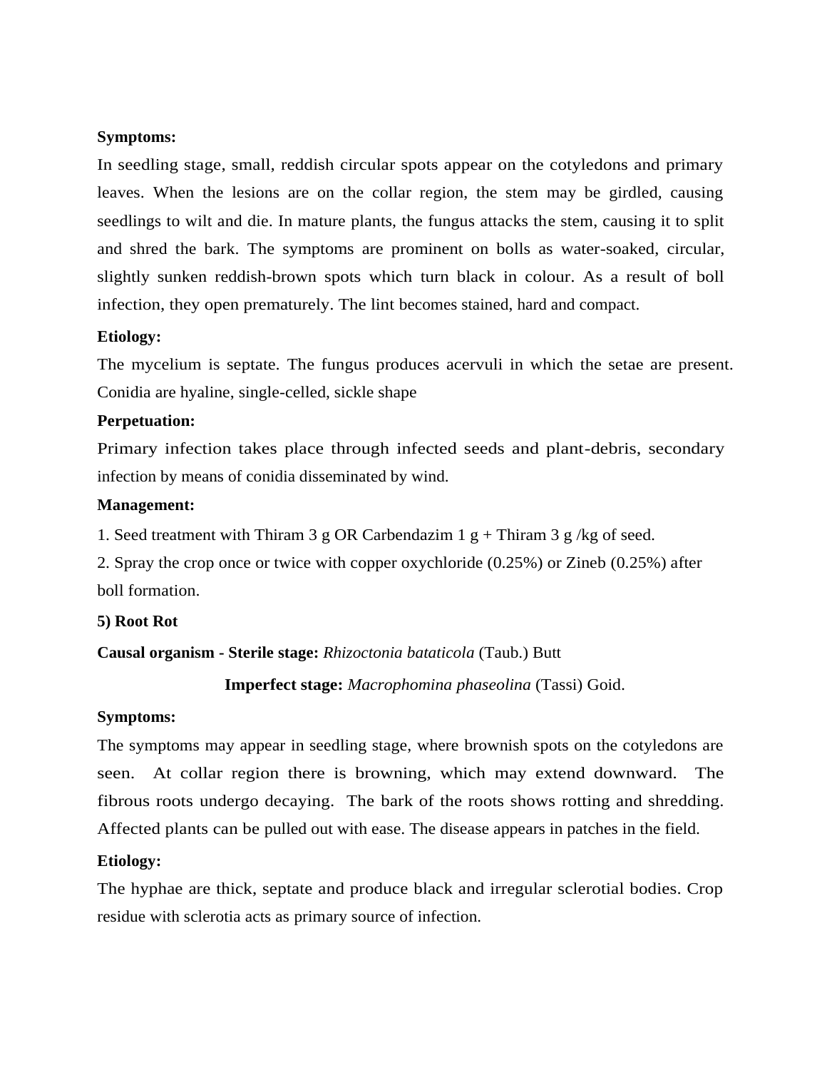**Symptoms:**

In seedling stage, small, reddish circular spots appear on the cotyledons and primary leaves. When the lesions are on the collar region, the stem may be girdled, causing seedlings to wilt and die. In mature plants, the fungus attacks the stem, causing it to split and shred the bark. The symptoms are prominent on bolls as water-soaked, circular, slightly sunken reddish-brown spots which turn black in colour. As a result of boll infection, they open prematurely. The lint becomes stained, hard and compact.

**Etiology:**

The mycelium is septate. The fungus produces acervuli in which the setae are present. Conidia are hyaline, single-celled, sickle shape

**Perpetuation:**

Primary infection takes place through infected seeds and plant-debris, secondary infection by means of conidia disseminated by wind.

**Management:**

1. Seed treatment with Thiram 3 g OR Carbendazim 1 g + Thiram 3 g /kg of seed.
2. Spray the crop once or twice with copper oxychloride (0.25%) or Zineb (0.25%) after boll formation.

**5) Root Rot**

**Causal organism - Sterile stage:** *Rhizoctonia bataticola* (Taub.) Butt

**Imperfect stage:** *Macrophomina phaseolina* (Tassi) Goid.

**Symptoms:**

The symptoms may appear in seedling stage, where brownish spots on the cotyledons are seen. At collar region there is browning, which may extend downward. The fibrous roots undergo decaying. The bark of the roots shows rotting and shredding. Affected plants can be pulled out with ease. The disease appears in patches in the field.

**Etiology:**

The hyphae are thick, septate and produce black and irregular sclerotial bodies. Crop residue with sclerotia acts as primary source of infection.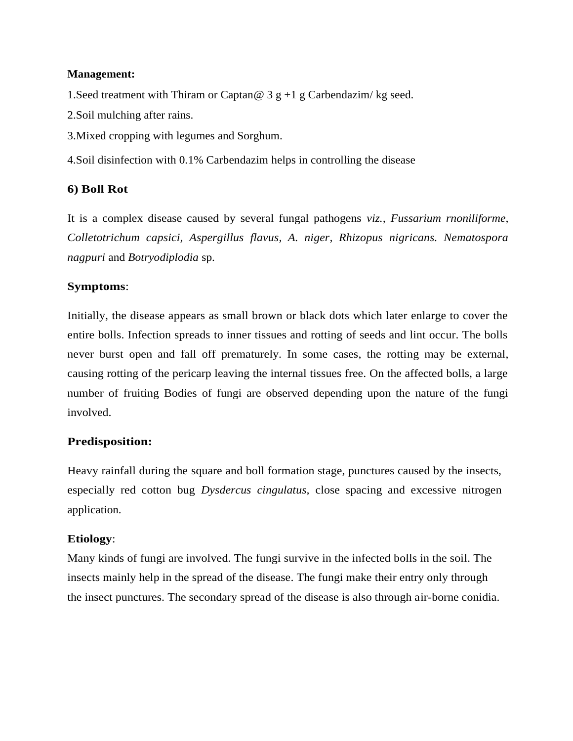**Management:**

1.Seed treatment with Thiram or Captan@ 3 g +1 g Carbendazim/ kg seed.

2.Soil mulching after rains.

3.Mixed cropping with legumes and Sorghum.

4.Soil disinfection with 0.1% Carbendazim helps in controlling the disease

### 6) Boll Rot

It is a complex disease caused by several fungal pathogens *viz., Fussarium rnoniliforme, Colletotrichum capsici, Aspergillus flavus, A. niger, Rhizopus nigricans. Nematospora nagpuri* and *Botryodiplodia* sp.

**Symptoms**:

Initially, the disease appears as small brown or black dots which later enlarge to cover the entire bolls. Infection spreads to inner tissues and rotting of seeds and lint occur. The bolls never burst open and fall off prematurely. In some cases, the rotting may be external, causing rotting of the pericarp leaving the internal tissues free. On the affected bolls, a large number of fruiting Bodies of fungi are observed depending upon the nature of the fungi involved.

**Predisposition:**

Heavy rainfall during the square and boll formation stage, punctures caused by the insects, especially red cotton bug *Dysdercus cingulatus,* close spacing and excessive nitrogen application.

**Etiology**:

Many kinds of fungi are involved. The fungi survive in the infected bolls in the soil. The insects mainly help in the spread of the disease. The fungi make their entry only through the insect punctures. The secondary spread of the disease is also through air-borne conidia.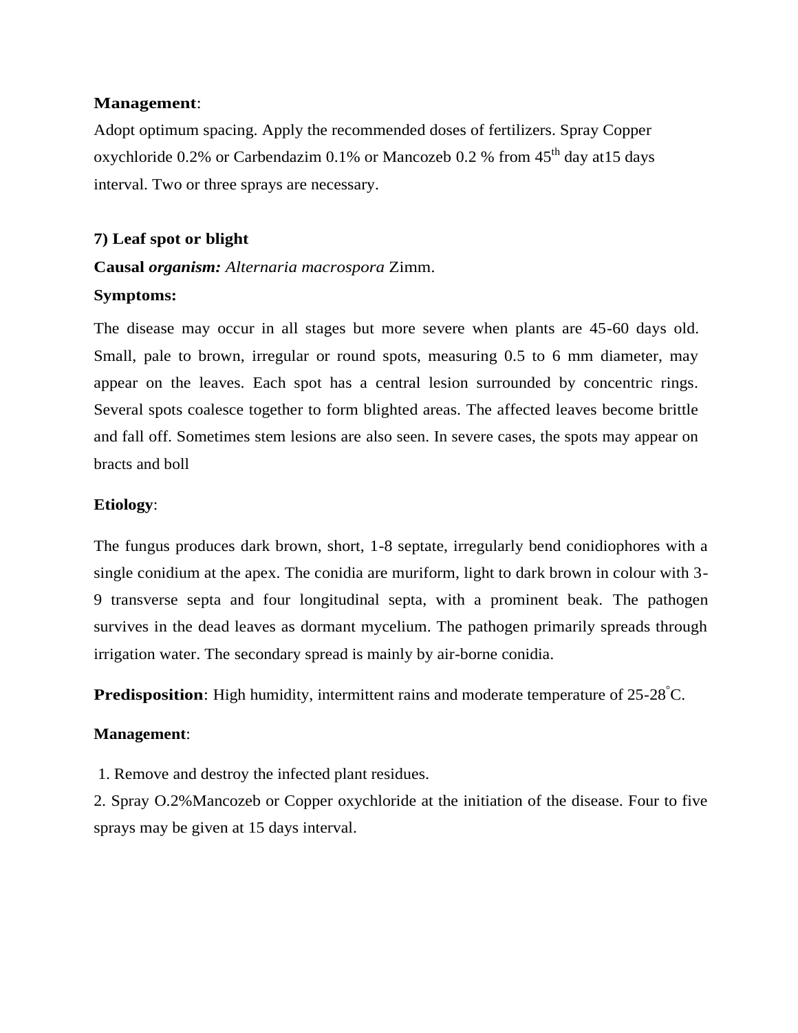**Management**:

Adopt optimum spacing. Apply the recommended doses of fertilizers. Spray Copper oxychloride 0.2% or Carbendazim 0.1% or Mancozeb 0.2 % from 45$^{th}$ day at15 days interval. Two or three sprays are necessary.

**7) Leaf spot or blight**

**Causal *organism:*** *Alternaria macrospora* Zimm.

**Symptoms:**

The disease may occur in all stages but more severe when plants are 45-60 days old. Small, pale to brown, irregular or round spots, measuring 0.5 to 6 mm diameter, may appear on the leaves. Each spot has a central lesion surrounded by concentric rings. Several spots coalesce together to form blighted areas. The affected leaves become brittle and fall off. Sometimes stem lesions are also seen. In severe cases, the spots may appear on bracts and boll

**Etiology**:

The fungus produces dark brown, short, 1-8 septate, irregularly bend conidiophores with a single conidium at the apex. The conidia are muriform, light to dark brown in colour with 3-9 transverse septa and four longitudinal septa, with a prominent beak. The pathogen survives in the dead leaves as dormant mycelium. The pathogen primarily spreads through irrigation water. The secondary spread is mainly by air-borne conidia.

**Predisposition**: High humidity, intermittent rains and moderate temperature of 25-28°C.

**Management**:

1. Remove and destroy the infected plant residues.
2. Spray O.2%Mancozeb or Copper oxychloride at the initiation of the disease. Four to five sprays may be given at 15 days interval.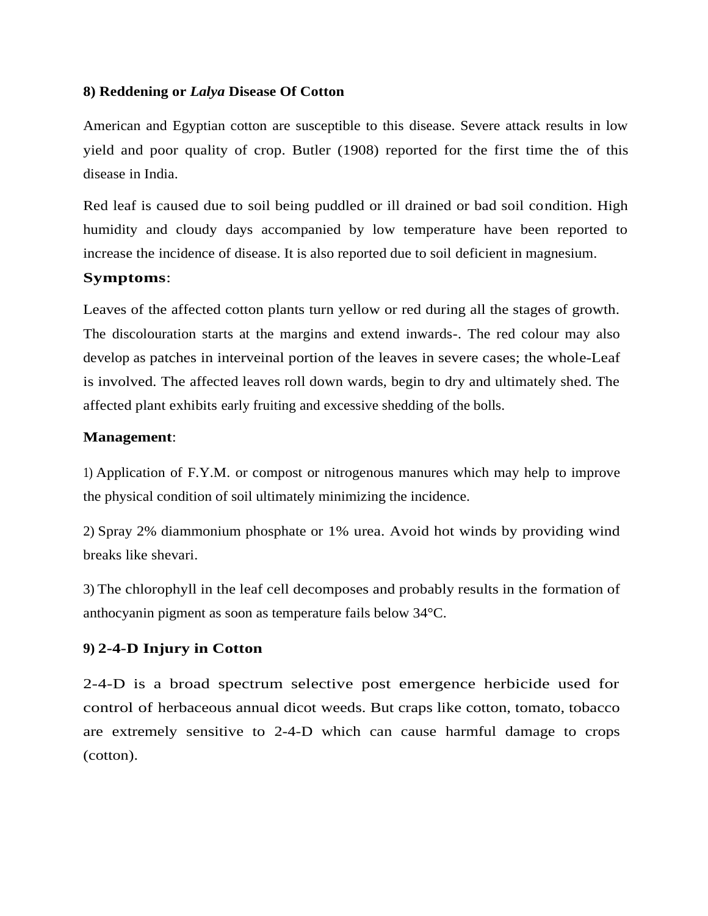**8) Reddening or *Lalya* Disease Of Cotton**

American and Egyptian cotton are susceptible to this disease. Severe attack results in low yield and poor quality of crop. Butler (1908) reported for the first time the of this disease in India.

Red leaf is caused due to soil being puddled or ill drained or bad soil condition. High humidity and cloudy days accompanied by low temperature have been reported to increase the incidence of disease. It is also reported due to soil deficient in magnesium.

**Symptoms**:

Leaves of the affected cotton plants turn yellow or red during all the stages of growth. The discolouration starts at the margins and extend inwards-. The red colour may also develop as patches in interveinal portion of the leaves in severe cases; the whole-Leaf is involved. The affected leaves roll down wards, begin to dry and ultimately shed. The affected plant exhibits early fruiting and excessive shedding of the bolls.

**Management**:

1) Application of F.Y.M. or compost or nitrogenous manures which may help to improve the physical condition of soil ultimately minimizing the incidence.

2) Spray 2% diammonium phosphate or 1% urea. Avoid hot winds by providing wind breaks like shevari.

3) The chlorophyll in the leaf cell decomposes and probably results in the formation of anthocyanin pigment as soon as temperature fails below 34°C.

**9) 2-4-D Injury in Cotton**

2-4-D is a broad spectrum selective post emergence herbicide used for control of herbaceous annual dicot weeds. But craps like cotton, tomato, tobacco are extremely sensitive to 2-4-D which can cause harmful damage to crops (cotton).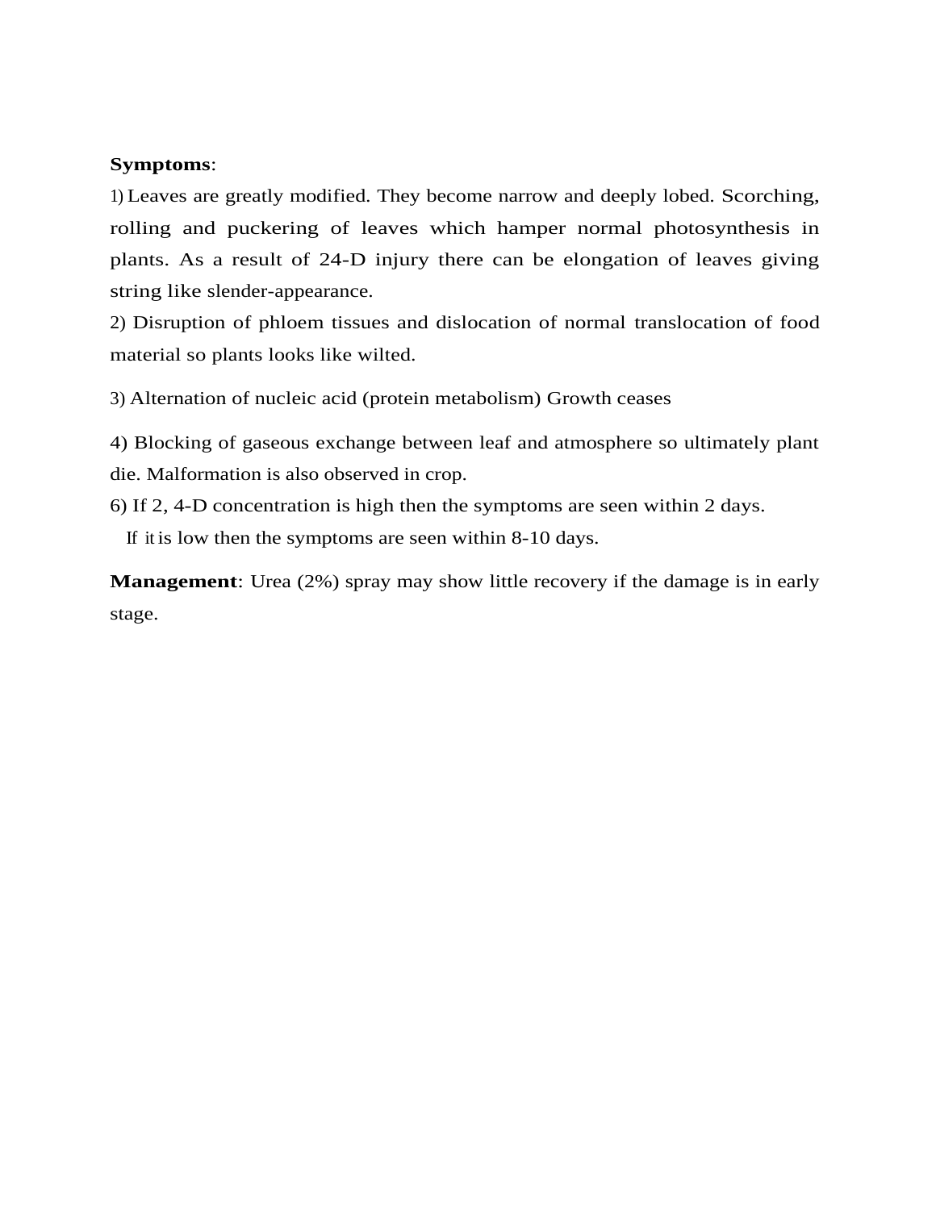**Symptoms**:

1) Leaves are greatly modified. They become narrow and deeply lobed. Scorching, rolling and puckering of leaves which hamper normal photosynthesis in plants. As a result of 24-D injury there can be elongation of leaves giving string like slender-appearance.

2) Disruption of phloem tissues and dislocation of normal translocation of food material so plants looks like wilted.

3) Alternation of nucleic acid (protein metabolism) Growth ceases

4) Blocking of gaseous exchange between leaf and atmosphere so ultimately plant die. Malformation is also observed in crop.

6) If 2, 4-D concentration is high then the symptoms are seen within 2 days.
   If it is low then the symptoms are seen within 8-10 days.

**Management**: Urea (2%) spray may show little recovery if the damage is in early stage.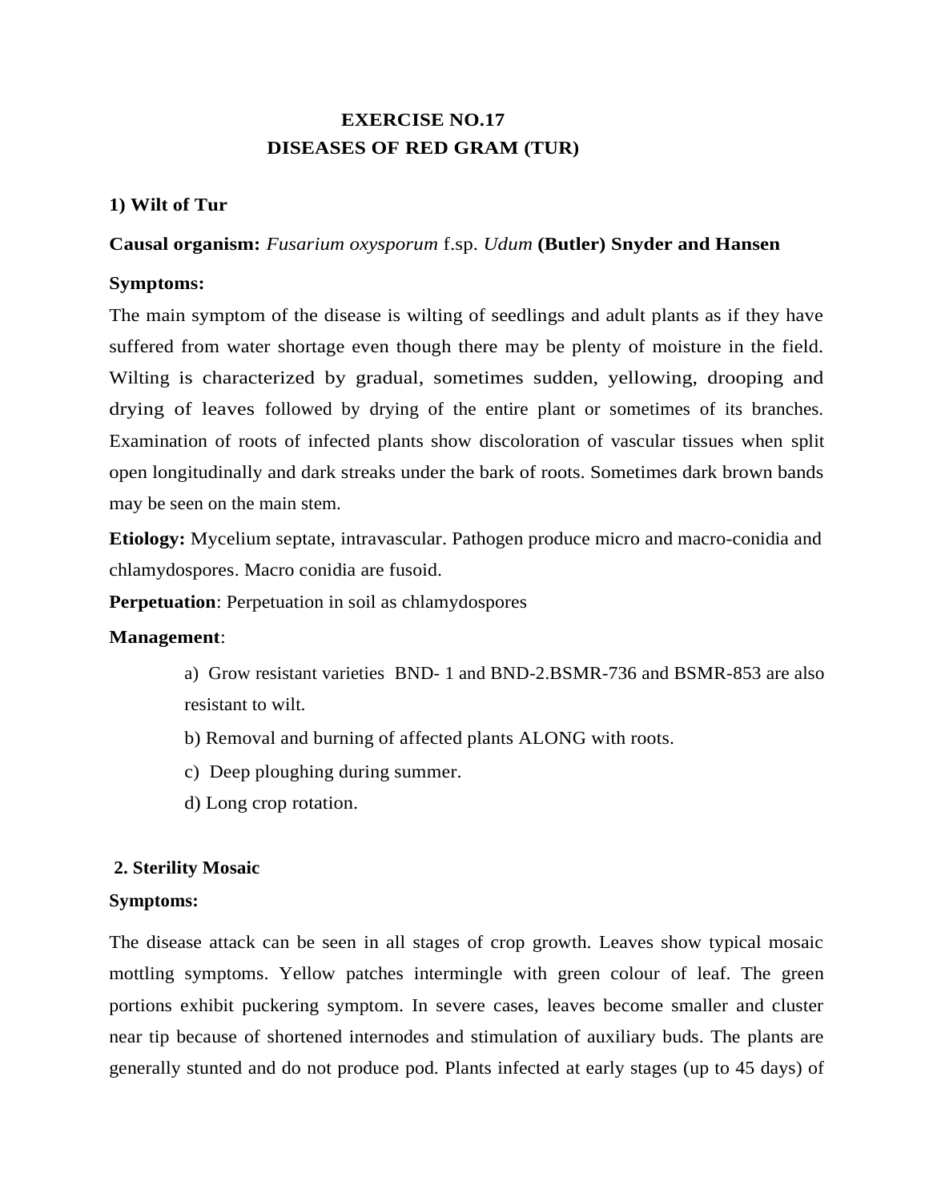# EXERCISE NO.17
# DISEASES OF RED GRAM (TUR)

## 1) Wilt of Tur

**Causal organism:** *Fusarium oxysporum* f.sp. *Udum* **(Butler) Snyder and Hansen**

**Symptoms:**

The main symptom of the disease is wilting of seedlings and adult plants as if they have suffered from water shortage even though there may be plenty of moisture in the field. Wilting is characterized by gradual, sometimes sudden, yellowing, drooping and drying of leaves followed by drying of the entire plant or sometimes of its branches. Examination of roots of infected plants show discoloration of vascular tissues when split open longitudinally and dark streaks under the bark of roots. Sometimes dark brown bands may be seen on the main stem.

**Etiology:** Mycelium septate, intravascular. Pathogen produce micro and macro-conidia and chlamydospores. Macro conidia are fusoid.

**Perpetuation**: Perpetuation in soil as chlamydospores

**Management**:

a) Grow resistant varieties BND- 1 and BND-2.BSMR-736 and BSMR-853 are also resistant to wilt.

b) Removal and burning of affected plants ALONG with roots.

c) Deep ploughing during summer.

d) Long crop rotation.

## 2. Sterility Mosaic

**Symptoms:**

The disease attack can be seen in all stages of crop growth. Leaves show typical mosaic mottling symptoms. Yellow patches intermingle with green colour of leaf. The green portions exhibit puckering symptom. In severe cases, leaves become smaller and cluster near tip because of shortened internodes and stimulation of auxiliary buds. The plants are generally stunted and do not produce pod. Plants infected at early stages (up to 45 days) of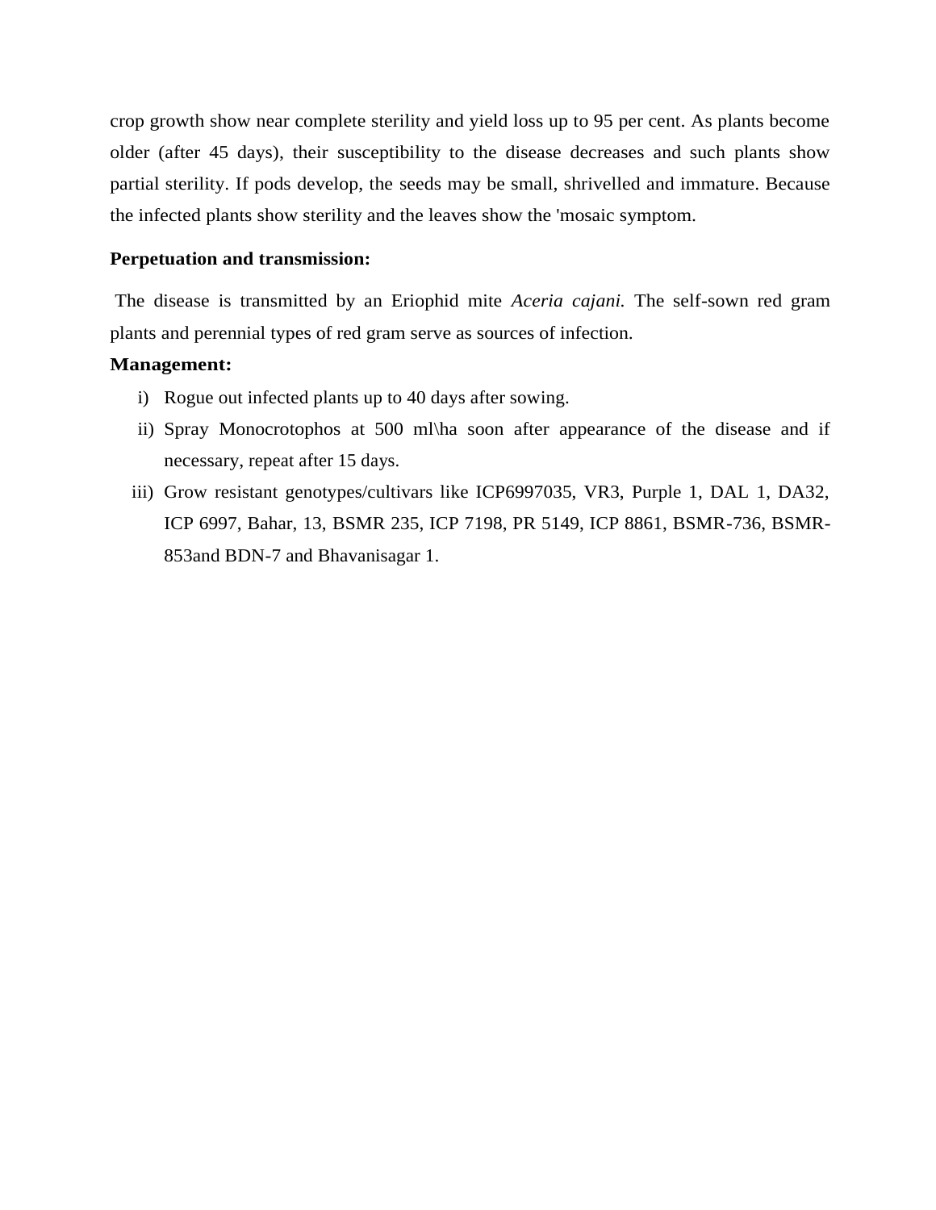crop growth show near complete sterility and yield loss up to 95 per cent. As plants become older (after 45 days), their susceptibility to the disease decreases and such plants show partial sterility. If pods develop, the seeds may be small, shrivelled and immature. Because the infected plants show sterility and the leaves show the 'mosaic symptom.

**Perpetuation and transmission:**

The disease is transmitted by an Eriophid mite *Aceria cajani.* The self-sown red gram plants and perennial types of red gram serve as sources of infection.

**Management:**

i) Rogue out infected plants up to 40 days after sowing.
ii) Spray Monocrotophos at 500 ml\ha soon after appearance of the disease and if necessary, repeat after 15 days.
iii) Grow resistant genotypes/cultivars like ICP6997035, VR3, Purple 1, DAL 1, DA32, ICP 6997, Bahar, 13, BSMR 235, ICP 7198, PR 5149, ICP 8861, BSMR-736, BSMR-853and BDN-7 and Bhavanisagar 1.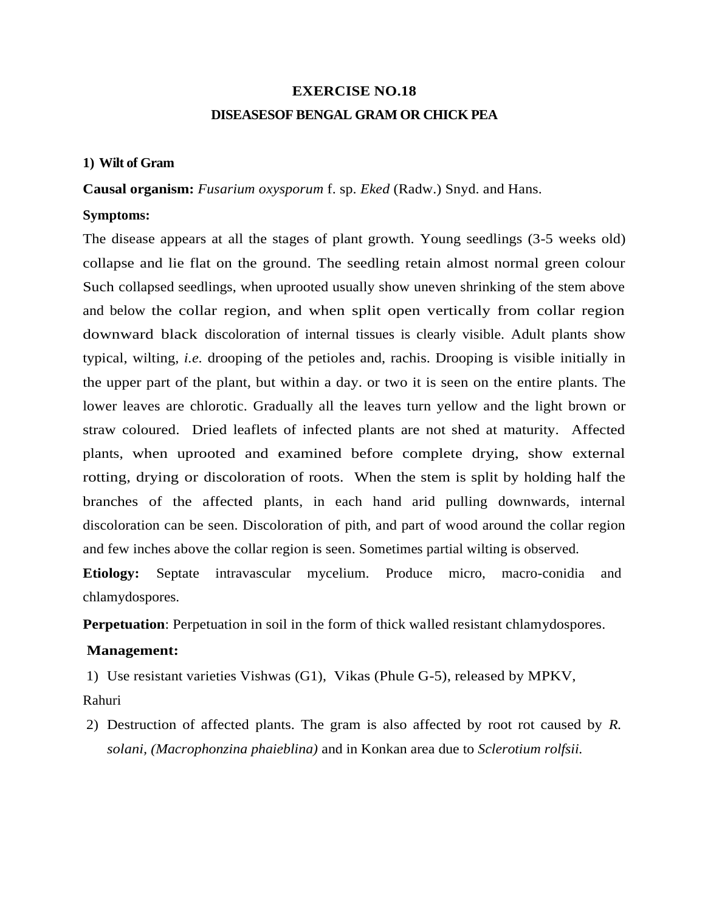# EXERCISE NO.18

## DISEASESOF BENGAL GRAM OR CHICK PEA

### 1) Wilt of Gram

**Causal organism:** *Fusarium oxysporum* f. sp. *Eked* (Radw.) Snyd. and Hans.

**Symptoms:**

The disease appears at all the stages of plant growth. Young seedlings (3-5 weeks old) collapse and lie flat on the ground. The seedling retain almost normal green colour Such collapsed seedlings, when uprooted usually show uneven shrinking of the stem above and below the collar region, and when split open vertically from collar region downward black discoloration of internal tissues is clearly visible. Adult plants show typical, wilting, *i.e.* drooping of the petioles and, rachis. Drooping is visible initially in the upper part of the plant, but within a day. or two it is seen on the entire plants. The lower leaves are chlorotic. Gradually all the leaves turn yellow and the light brown or straw coloured. Dried leaflets of infected plants are not shed at maturity. Affected plants, when uprooted and examined before complete drying, show external rotting, drying or discoloration of roots. When the stem is split by holding half the branches of the affected plants, in each hand arid pulling downwards, internal discoloration can be seen. Discoloration of pith, and part of wood around the collar region and few inches above the collar region is seen. Sometimes partial wilting is observed.

**Etiology:** Septate intravascular mycelium. Produce micro, macro-conidia and chlamydospores.

**Perpetuation**: Perpetuation in soil in the form of thick walled resistant chlamydospores.

**Management:**

1) Use resistant varieties Vishwas (G1), Vikas (Phule G-5), released by MPKV, Rahuri
2) Destruction of affected plants. The gram is also affected by root rot caused by *R. solani, (Macrophonzina phaieblina)* and in Konkan area due to *Sclerotium rolfsii.*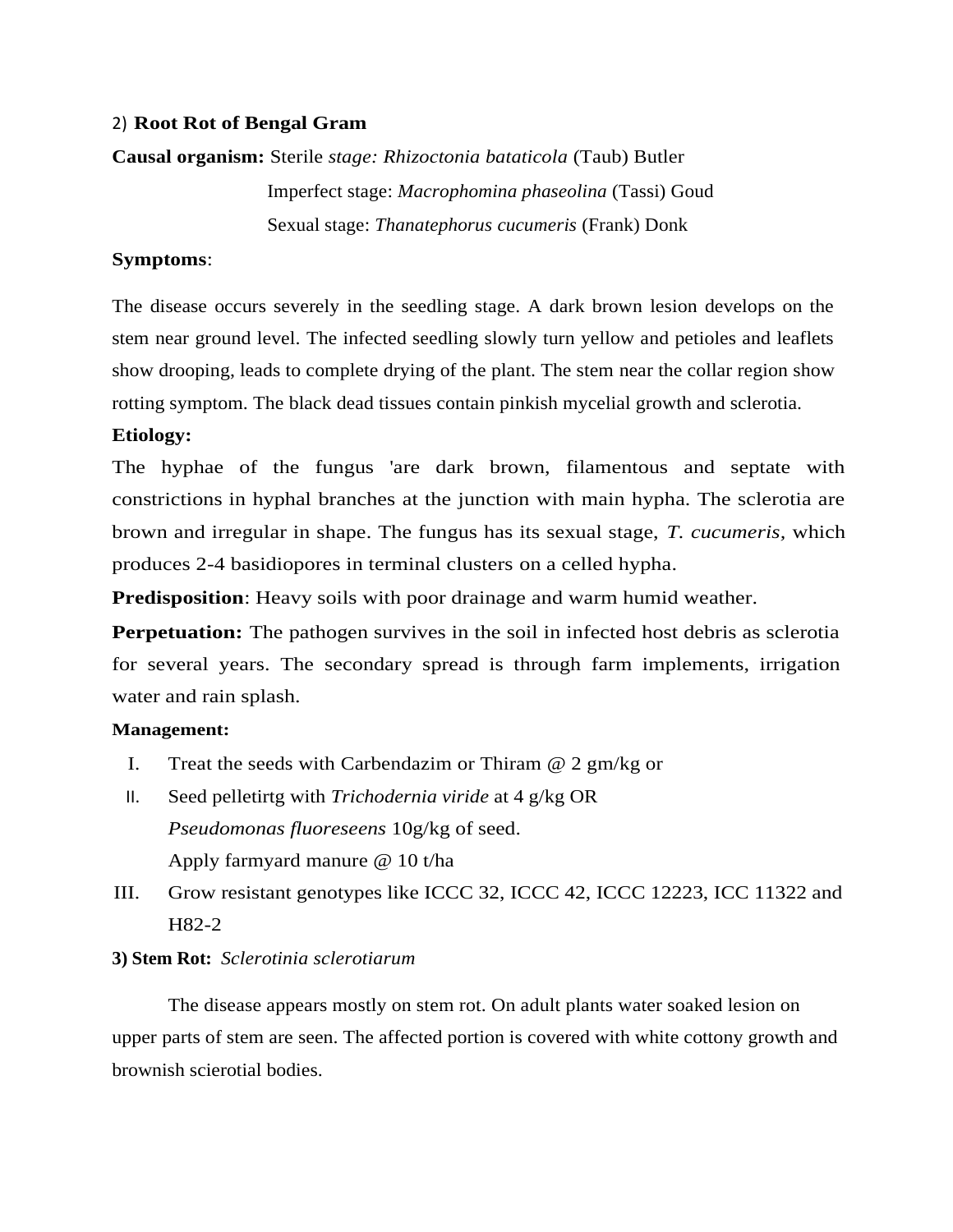### 2) **Root Rot of Bengal Gram**

**Causal organism:** Sterile *stage: Rhizoctonia bataticola* (Taub) Butler

Imperfect stage: *Macrophomina phaseolina* (Tassi) Goud

Sexual stage: *Thanatephorus cucumeris* (Frank) Donk

**Symptoms**:

The disease occurs severely in the seedling stage. A dark brown lesion develops on the stem near ground level. The infected seedling slowly turn yellow and petioles and leaflets show drooping, leads to complete drying of the plant. The stem near the collar region show rotting symptom. The black dead tissues contain pinkish mycelial growth and sclerotia.

**Etiology:**

The hyphae of the fungus 'are dark brown, filamentous and septate with constrictions in hyphal branches at the junction with main hypha. The sclerotia are brown and irregular in shape. The fungus has its sexual stage, *T. cucumeris*, which produces 2-4 basidiopores in terminal clusters on a celled hypha.

**Predisposition**: Heavy soils with poor drainage and warm humid weather.

**Perpetuation:** The pathogen survives in the soil in infected host debris as sclerotia for several years. The secondary spread is through farm implements, irrigation water and rain splash.

**Management:**

I. Treat the seeds with Carbendazim or Thiram @ 2 gm/kg or

II. Seed pelletirtg with *Trichodernia viride* at 4 g/kg OR *Pseudomonas fluoreseens* 10g/kg of seed. Apply farmyard manure @ 10 t/ha

III. Grow resistant genotypes like ICCC 32, ICCC 42, ICCC 12223, ICC 11322 and H82-2

**3) Stem Rot:** *Sclerotinia sclerotiarum*

The disease appears mostly on stem rot. On adult plants water soaked lesion on upper parts of stem are seen. The affected portion is covered with white cottony growth and brownish scierotial bodies.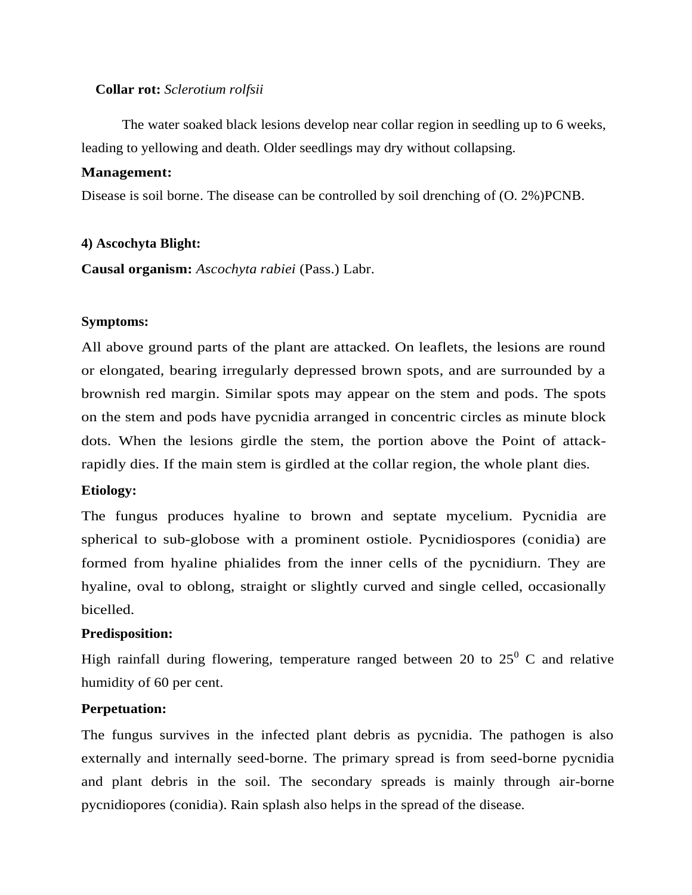**Collar rot:** *Sclerotium rolfsii*

The water soaked black lesions develop near collar region in seedling up to 6 weeks, leading to yellowing and death. Older seedlings may dry without collapsing.

**Management:**

Disease is soil borne. The disease can be controlled by soil drenching of (O. 2%)PCNB.

**4) Ascochyta Blight:**

**Causal organism:** *Ascochyta rabiei* (Pass.) Labr.

**Symptoms:**

All above ground parts of the plant are attacked. On leaflets, the lesions are round or elongated, bearing irregularly depressed brown spots, and are surrounded by a brownish red margin. Similar spots may appear on the stem and pods. The spots on the stem and pods have pycnidia arranged in concentric circles as minute block dots. When the lesions girdle the stem, the portion above the Point of attack-rapidly dies. If the main stem is girdled at the collar region, the whole plant dies.

**Etiology:**

The fungus produces hyaline to brown and septate mycelium. Pycnidia are spherical to sub-globose with a prominent ostiole. Pycnidiospores (conidia) are formed from hyaline phialides from the inner cells of the pycnidiurn. They are hyaline, oval to oblong, straight or slightly curved and single celled, occasionally bicelled.

**Predisposition:**

High rainfall during flowering, temperature ranged between 20 to $25^0$ C and relative humidity of 60 per cent.

**Perpetuation:**

The fungus survives in the infected plant debris as pycnidia. The pathogen is also externally and internally seed-borne. The primary spread is from seed-borne pycnidia and plant debris in the soil. The secondary spreads is mainly through air-borne pycnidiopores (conidia). Rain splash also helps in the spread of the disease.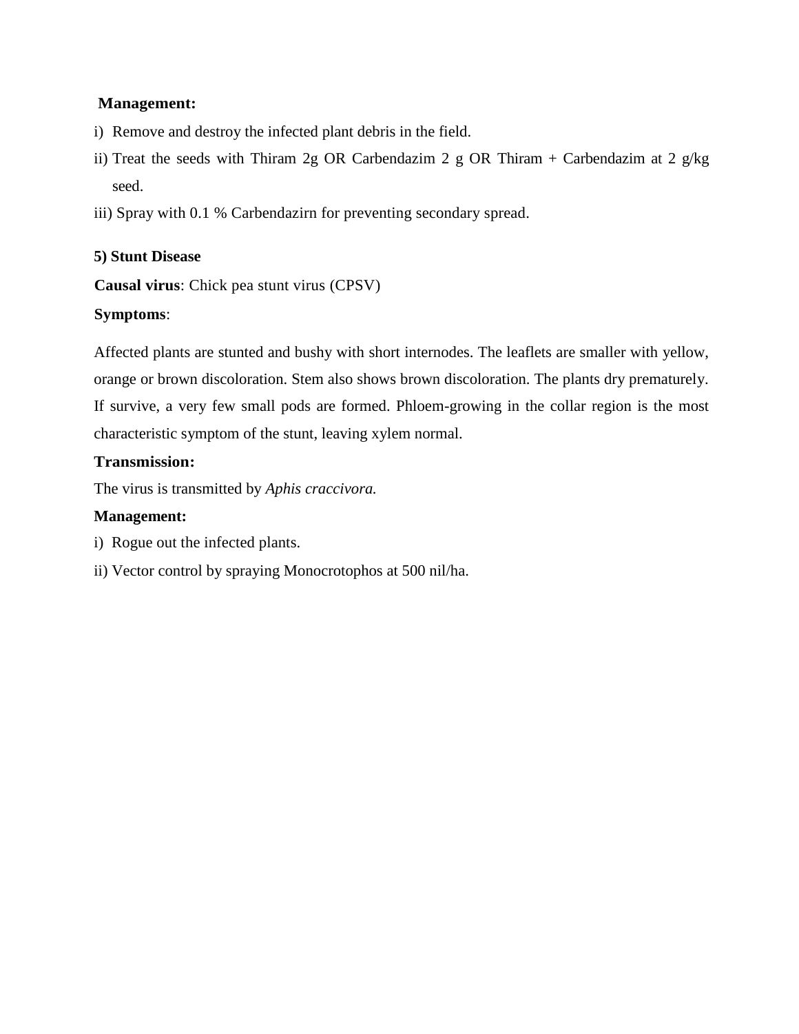**Management:**

i) Remove and destroy the infected plant debris in the field.

ii) Treat the seeds with Thiram 2g OR Carbendazim 2 g OR Thiram + Carbendazim at 2 g/kg seed.

iii) Spray with 0.1 % Carbendazirn for preventing secondary spread.

**5) Stunt Disease**

**Causal virus**: Chick pea stunt virus (CPSV)

**Symptoms**:

Affected plants are stunted and bushy with short internodes. The leaflets are smaller with yellow, orange or brown discoloration. Stem also shows brown discoloration. The plants dry prematurely. If survive, a very few small pods are formed. Phloem-growing in the collar region is the most characteristic symptom of the stunt, leaving xylem normal.

**Transmission:**

The virus is transmitted by *Aphis craccivora.*

**Management:**

i) Rogue out the infected plants.

ii) Vector control by spraying Monocrotophos at 500 nil/ha.